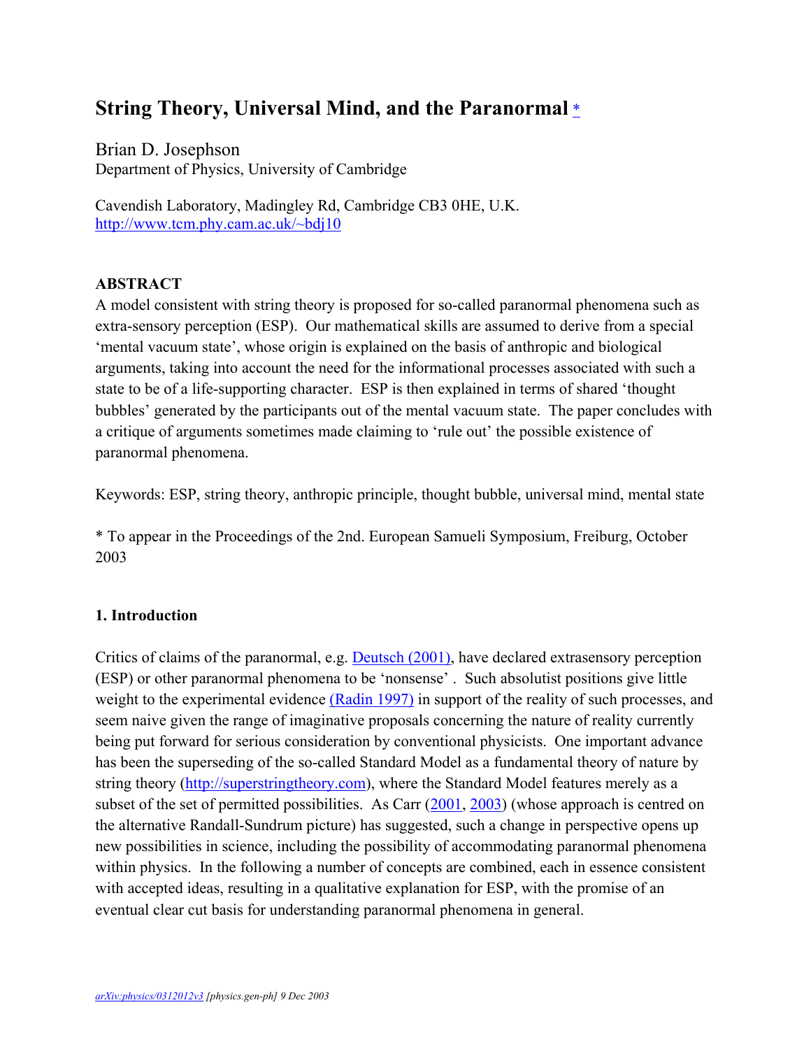# String Theory, Universal Mind, and the Paranormal *

Brian D. Josephson
Department of Physics, University of Cambridge

Cavendish Laboratory, Madingley Rd, Cambridge CB3 0HE, U.K.
http://www.tcm.phy.cam.ac.uk/~bdj10

**ABSTRACT**

A model consistent with string theory is proposed for so-called paranormal phenomena such as extra-sensory perception (ESP). Our mathematical skills are assumed to derive from a special 'mental vacuum state', whose origin is explained on the basis of anthropic and biological arguments, taking into account the need for the informational processes associated with such a state to be of a life-supporting character. ESP is then explained in terms of shared 'thought bubbles' generated by the participants out of the mental vacuum state. The paper concludes with a critique of arguments sometimes made claiming to 'rule out' the possible existence of paranormal phenomena.

Keywords: ESP, string theory, anthropic principle, thought bubble, universal mind, mental state

* To appear in the Proceedings of the 2nd. European Samueli Symposium, Freiburg, October 2003

## 1. Introduction

Critics of claims of the paranormal, e.g. Deutsch (2001), have declared extrasensory perception (ESP) or other paranormal phenomena to be 'nonsense'. Such absolutist positions give little weight to the experimental evidence (Radin 1997) in support of the reality of such processes, and seem naive given the range of imaginative proposals concerning the nature of reality currently being put forward for serious consideration by conventional physicists. One important advance has been the superseding of the so-called Standard Model as a fundamental theory of nature by string theory (http://superstringtheory.com), where the Standard Model features merely as a subset of the set of permitted possibilities. As Carr (2001, 2003) (whose approach is centred on the alternative Randall-Sundrum picture) has suggested, such a change in perspective opens up new possibilities in science, including the possibility of accommodating paranormal phenomena within physics. In the following a number of concepts are combined, each in essence consistent with accepted ideas, resulting in a qualitative explanation for ESP, with the promise of an eventual clear cut basis for understanding paranormal phenomena in general.

*arXiv:physics/0312012v3 [physics.gen-ph] 9 Dec 2003*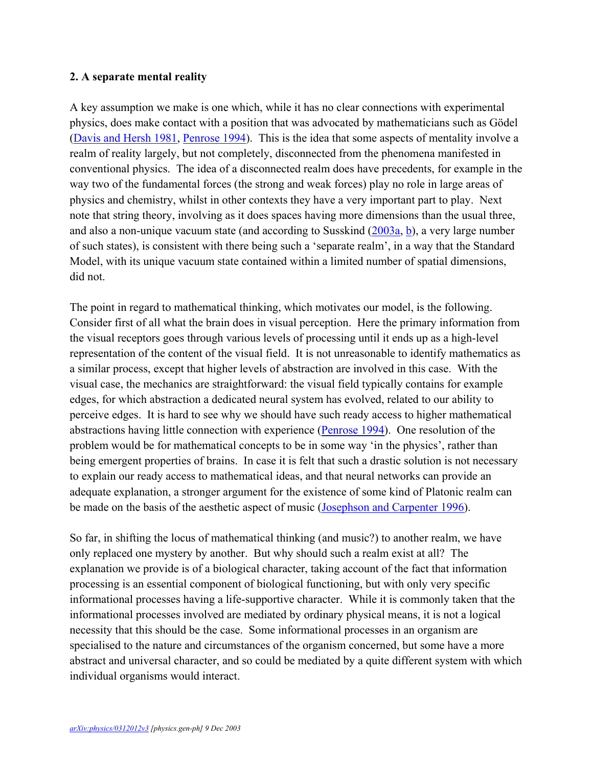**2. A separate mental reality**

A key assumption we make is one which, while it has no clear connections with experimental physics, does make contact with a position that was advocated by mathematicians such as Gödel (Davis and Hersh 1981, Penrose 1994). This is the idea that some aspects of mentality involve a realm of reality largely, but not completely, disconnected from the phenomena manifested in conventional physics. The idea of a disconnected realm does have precedents, for example in the way two of the fundamental forces (the strong and weak forces) play no role in large areas of physics and chemistry, whilst in other contexts they have a very important part to play. Next note that string theory, involving as it does spaces having more dimensions than the usual three, and also a non-unique vacuum state (and according to Susskind (2003a, b), a very large number of such states), is consistent with there being such a 'separate realm', in a way that the Standard Model, with its unique vacuum state contained within a limited number of spatial dimensions, did not.

The point in regard to mathematical thinking, which motivates our model, is the following. Consider first of all what the brain does in visual perception. Here the primary information from the visual receptors goes through various levels of processing until it ends up as a high-level representation of the content of the visual field. It is not unreasonable to identify mathematics as a similar process, except that higher levels of abstraction are involved in this case. With the visual case, the mechanics are straightforward: the visual field typically contains for example edges, for which abstraction a dedicated neural system has evolved, related to our ability to perceive edges. It is hard to see why we should have such ready access to higher mathematical abstractions having little connection with experience (Penrose 1994). One resolution of the problem would be for mathematical concepts to be in some way 'in the physics', rather than being emergent properties of brains. In case it is felt that such a drastic solution is not necessary to explain our ready access to mathematical ideas, and that neural networks can provide an adequate explanation, a stronger argument for the existence of some kind of Platonic realm can be made on the basis of the aesthetic aspect of music (Josephson and Carpenter 1996).

So far, in shifting the locus of mathematical thinking (and music?) to another realm, we have only replaced one mystery by another. But why should such a realm exist at all? The explanation we provide is of a biological character, taking account of the fact that information processing is an essential component of biological functioning, but with only very specific informational processes having a life-supportive character. While it is commonly taken that the informational processes involved are mediated by ordinary physical means, it is not a logical necessity that this should be the case. Some informational processes in an organism are specialised to the nature and circumstances of the organism concerned, but some have a more abstract and universal character, and so could be mediated by a quite different system with which individual organisms would interact.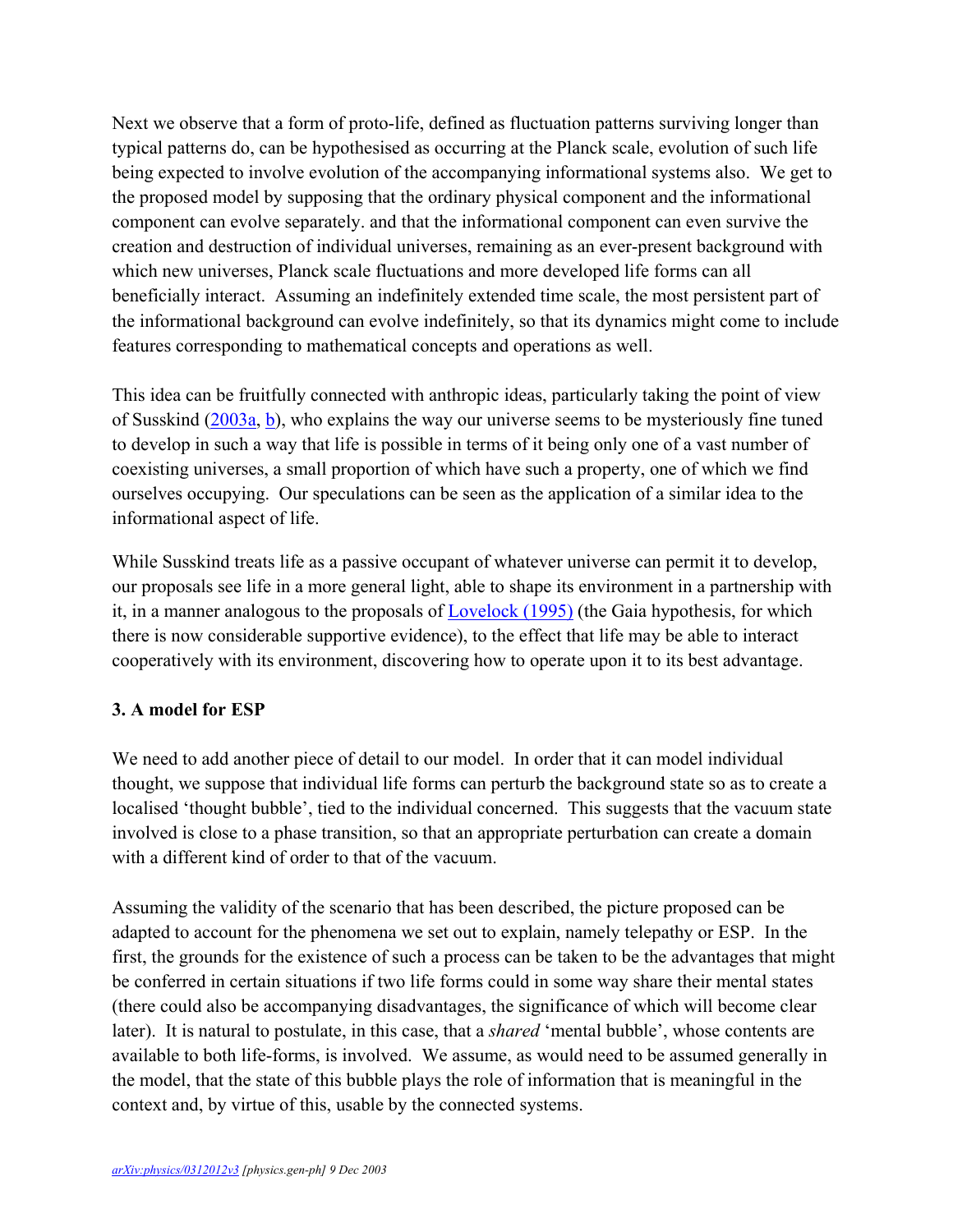Next we observe that a form of proto-life, defined as fluctuation patterns surviving longer than typical patterns do, can be hypothesised as occurring at the Planck scale, evolution of such life being expected to involve evolution of the accompanying informational systems also. We get to the proposed model by supposing that the ordinary physical component and the informational component can evolve separately. and that the informational component can even survive the creation and destruction of individual universes, remaining as an ever-present background with which new universes, Planck scale fluctuations and more developed life forms can all beneficially interact. Assuming an indefinitely extended time scale, the most persistent part of the informational background can evolve indefinitely, so that its dynamics might come to include features corresponding to mathematical concepts and operations as well.

This idea can be fruitfully connected with anthropic ideas, particularly taking the point of view of Susskind (2003a, b), who explains the way our universe seems to be mysteriously fine tuned to develop in such a way that life is possible in terms of it being only one of a vast number of coexisting universes, a small proportion of which have such a property, one of which we find ourselves occupying. Our speculations can be seen as the application of a similar idea to the informational aspect of life.

While Susskind treats life as a passive occupant of whatever universe can permit it to develop, our proposals see life in a more general light, able to shape its environment in a partnership with it, in a manner analogous to the proposals of Lovelock (1995) (the Gaia hypothesis, for which there is now considerable supportive evidence), to the effect that life may be able to interact cooperatively with its environment, discovering how to operate upon it to its best advantage.

**3. A model for ESP**

We need to add another piece of detail to our model. In order that it can model individual thought, we suppose that individual life forms can perturb the background state so as to create a localised 'thought bubble', tied to the individual concerned. This suggests that the vacuum state involved is close to a phase transition, so that an appropriate perturbation can create a domain with a different kind of order to that of the vacuum.

Assuming the validity of the scenario that has been described, the picture proposed can be adapted to account for the phenomena we set out to explain, namely telepathy or ESP. In the first, the grounds for the existence of such a process can be taken to be the advantages that might be conferred in certain situations if two life forms could in some way share their mental states (there could also be accompanying disadvantages, the significance of which will become clear later). It is natural to postulate, in this case, that a *shared* 'mental bubble', whose contents are available to both life-forms, is involved. We assume, as would need to be assumed generally in the model, that the state of this bubble plays the role of information that is meaningful in the context and, by virtue of this, usable by the connected systems.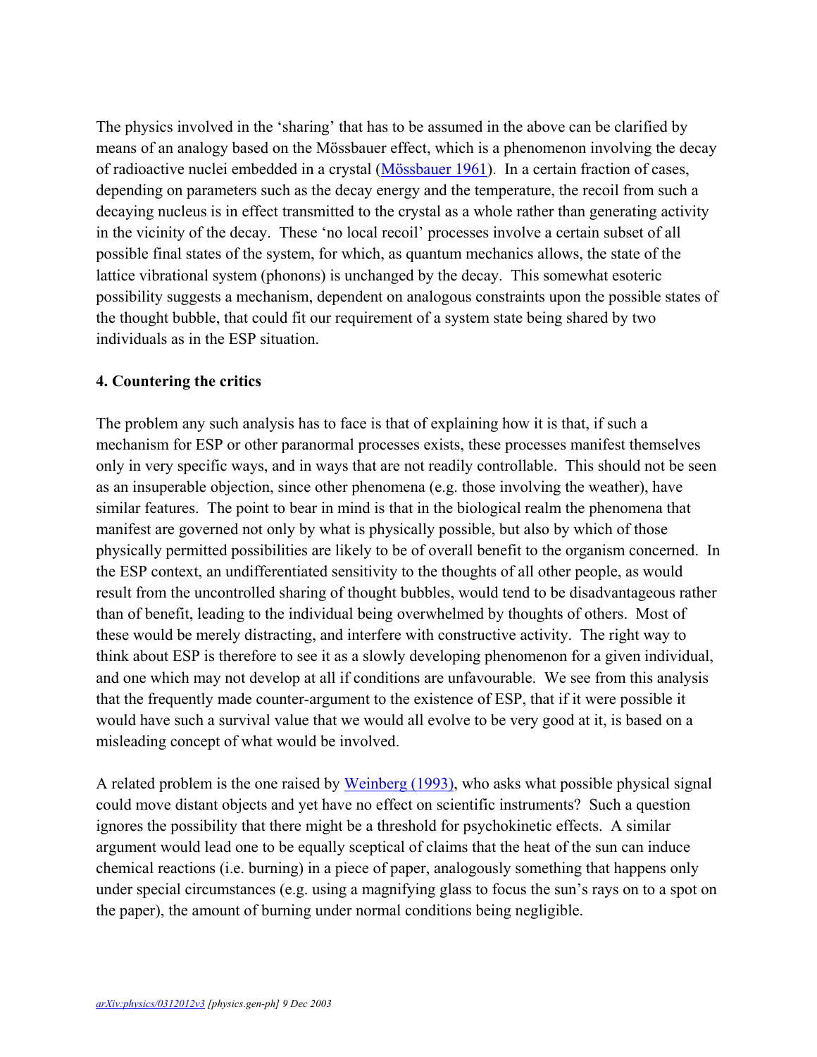The physics involved in the 'sharing' that has to be assumed in the above can be clarified by means of an analogy based on the Mössbauer effect, which is a phenomenon involving the decay of radioactive nuclei embedded in a crystal (Mössbauer 1961). In a certain fraction of cases, depending on parameters such as the decay energy and the temperature, the recoil from such a decaying nucleus is in effect transmitted to the crystal as a whole rather than generating activity in the vicinity of the decay. These 'no local recoil' processes involve a certain subset of all possible final states of the system, for which, as quantum mechanics allows, the state of the lattice vibrational system (phonons) is unchanged by the decay. This somewhat esoteric possibility suggests a mechanism, dependent on analogous constraints upon the possible states of the thought bubble, that could fit our requirement of a system state being shared by two individuals as in the ESP situation.

**4. Countering the critics**

The problem any such analysis has to face is that of explaining how it is that, if such a mechanism for ESP or other paranormal processes exists, these processes manifest themselves only in very specific ways, and in ways that are not readily controllable. This should not be seen as an insuperable objection, since other phenomena (e.g. those involving the weather), have similar features. The point to bear in mind is that in the biological realm the phenomena that manifest are governed not only by what is physically possible, but also by which of those physically permitted possibilities are likely to be of overall benefit to the organism concerned. In the ESP context, an undifferentiated sensitivity to the thoughts of all other people, as would result from the uncontrolled sharing of thought bubbles, would tend to be disadvantageous rather than of benefit, leading to the individual being overwhelmed by thoughts of others. Most of these would be merely distracting, and interfere with constructive activity. The right way to think about ESP is therefore to see it as a slowly developing phenomenon for a given individual, and one which may not develop at all if conditions are unfavourable. We see from this analysis that the frequently made counter-argument to the existence of ESP, that if it were possible it would have such a survival value that we would all evolve to be very good at it, is based on a misleading concept of what would be involved.

A related problem is the one raised by Weinberg (1993), who asks what possible physical signal could move distant objects and yet have no effect on scientific instruments? Such a question ignores the possibility that there might be a threshold for psychokinetic effects. A similar argument would lead one to be equally sceptical of claims that the heat of the sun can induce chemical reactions (i.e. burning) in a piece of paper, analogously something that happens only under special circumstances (e.g. using a magnifying glass to focus the sun's rays on to a spot on the paper), the amount of burning under normal conditions being negligible.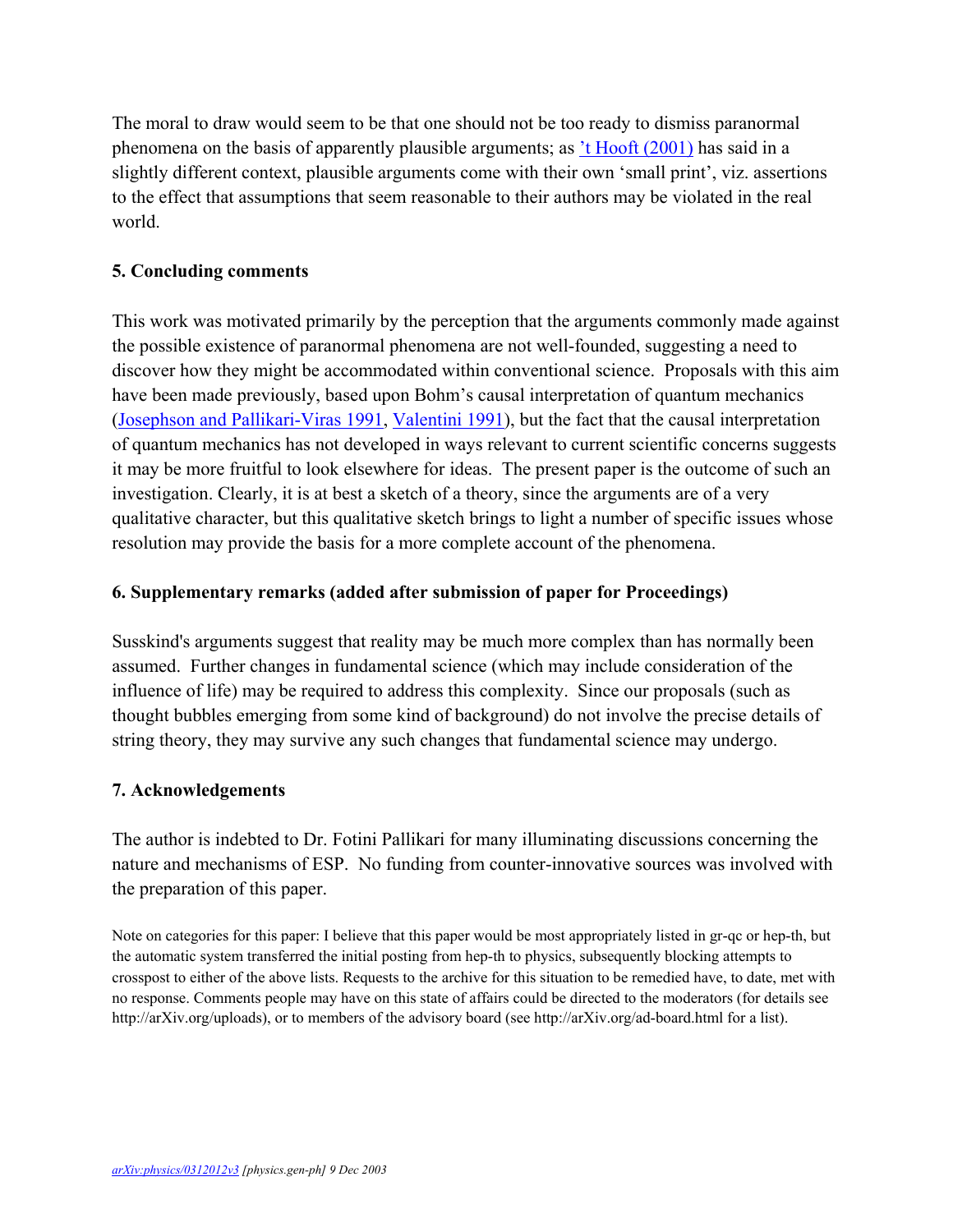The moral to draw would seem to be that one should not be too ready to dismiss paranormal phenomena on the basis of apparently plausible arguments; as ’t Hooft (2001) has said in a slightly different context, plausible arguments come with their own ‘small print’, viz. assertions to the effect that assumptions that seem reasonable to their authors may be violated in the real world.

## 5. Concluding comments

This work was motivated primarily by the perception that the arguments commonly made against the possible existence of paranormal phenomena are not well-founded, suggesting a need to discover how they might be accommodated within conventional science. Proposals with this aim have been made previously, based upon Bohm’s causal interpretation of quantum mechanics (Josephson and Pallikari-Viras 1991, Valentini 1991), but the fact that the causal interpretation of quantum mechanics has not developed in ways relevant to current scientific concerns suggests it may be more fruitful to look elsewhere for ideas. The present paper is the outcome of such an investigation. Clearly, it is at best a sketch of a theory, since the arguments are of a very qualitative character, but this qualitative sketch brings to light a number of specific issues whose resolution may provide the basis for a more complete account of the phenomena.

## 6. Supplementary remarks (added after submission of paper for Proceedings)

Susskind's arguments suggest that reality may be much more complex than has normally been assumed. Further changes in fundamental science (which may include consideration of the influence of life) may be required to address this complexity. Since our proposals (such as thought bubbles emerging from some kind of background) do not involve the precise details of string theory, they may survive any such changes that fundamental science may undergo.

## 7. Acknowledgements

The author is indebted to Dr. Fotini Pallikari for many illuminating discussions concerning the nature and mechanisms of ESP. No funding from counter-innovative sources was involved with the preparation of this paper.

Note on categories for this paper: I believe that this paper would be most appropriately listed in gr-qc or hep-th, but the automatic system transferred the initial posting from hep-th to physics, subsequently blocking attempts to crosspost to either of the above lists. Requests to the archive for this situation to be remedied have, to date, met with no response. Comments people may have on this state of affairs could be directed to the moderators (for details see http://arXiv.org/uploads), or to members of the advisory board (see http://arXiv.org/ad-board.html for a list).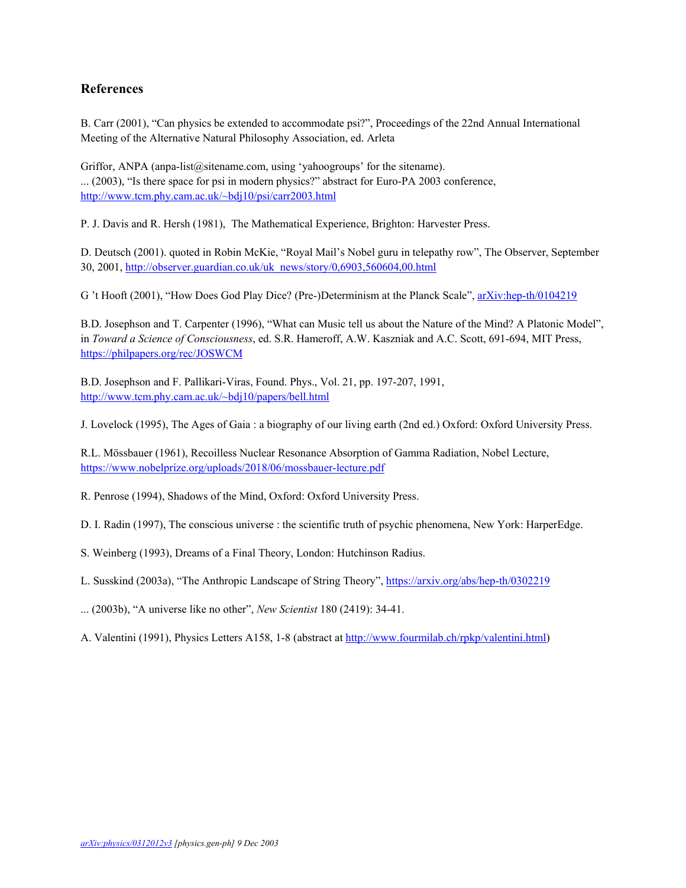## References

B. Carr (2001), "Can physics be extended to accommodate psi?", Proceedings of the 22nd Annual International Meeting of the Alternative Natural Philosophy Association, ed. Arleta

Griffor, ANPA (anpa-list@sitename.com, using 'yahoogroups' for the sitename).
... (2003), "Is there space for psi in modern physics?" abstract for Euro-PA 2003 conference, http://www.tcm.phy.cam.ac.uk/~bdj10/psi/carr2003.html

P. J. Davis and R. Hersh (1981), The Mathematical Experience, Brighton: Harvester Press.

D. Deutsch (2001). quoted in Robin McKie, "Royal Mail's Nobel guru in telepathy row", The Observer, September 30, 2001, http://observer.guardian.co.uk/uk_news/story/0,6903,560604,00.html

G 't Hooft (2001), "How Does God Play Dice? (Pre-)Determinism at the Planck Scale", arXiv:hep-th/0104219

B.D. Josephson and T. Carpenter (1996), "What can Music tell us about the Nature of the Mind? A Platonic Model", in *Toward a Science of Consciousness*, ed. S.R. Hameroff, A.W. Kaszniak and A.C. Scott, 691-694, MIT Press, https://philpapers.org/rec/JOSWCM

B.D. Josephson and F. Pallikari-Viras, Found. Phys., Vol. 21, pp. 197-207, 1991, http://www.tcm.phy.cam.ac.uk/~bdj10/papers/bell.html

J. Lovelock (1995), The Ages of Gaia : a biography of our living earth (2nd ed.) Oxford: Oxford University Press.

R.L. Mössbauer (1961), Recoilless Nuclear Resonance Absorption of Gamma Radiation, Nobel Lecture, https://www.nobelprize.org/uploads/2018/06/mossbauer-lecture.pdf

R. Penrose (1994), Shadows of the Mind, Oxford: Oxford University Press.

D. I. Radin (1997), The conscious universe : the scientific truth of psychic phenomena, New York: HarperEdge.

S. Weinberg (1993), Dreams of a Final Theory, London: Hutchinson Radius.

L. Susskind (2003a), "The Anthropic Landscape of String Theory", https://arxiv.org/abs/hep-th/0302219

... (2003b), "A universe like no other", *New Scientist* 180 (2419): 34-41.

A. Valentini (1991), Physics Letters A158, 1-8 (abstract at http://www.fourmilab.ch/rpkp/valentini.html)